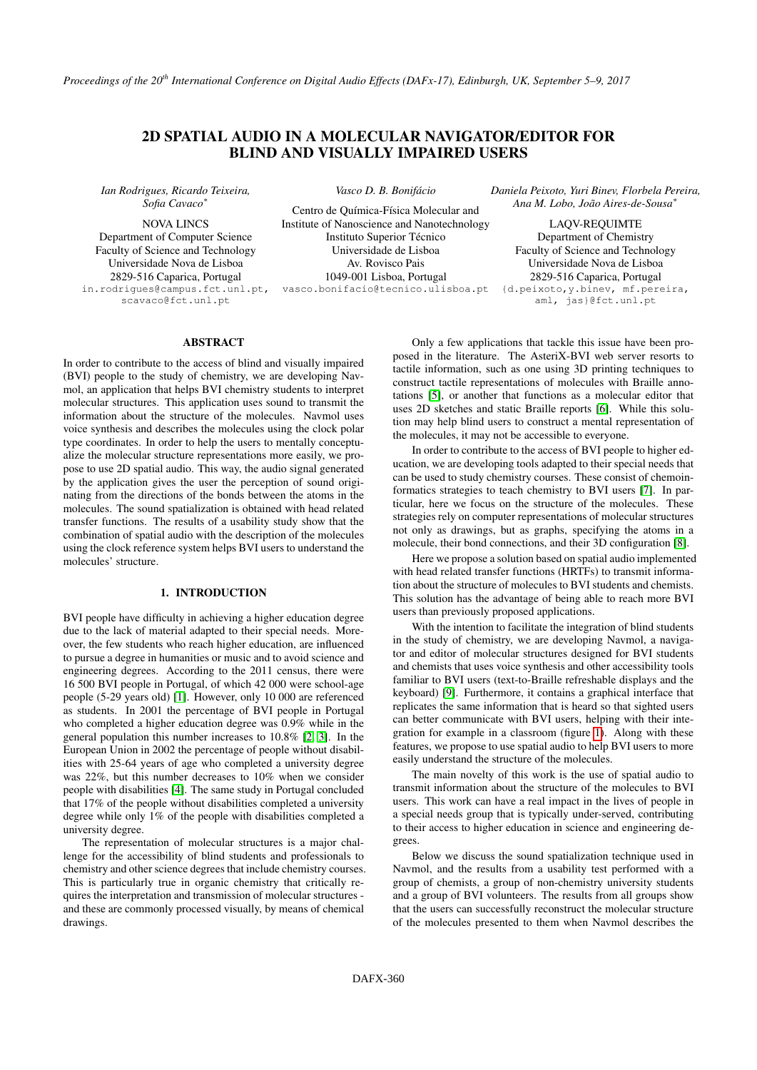# 2D SPATIAL AUDIO IN A MOLECULAR NAVIGATOR/EDITOR FOR BLIND AND VISUALLY IMPAIRED USERS

*Ian Rodrigues, Ricardo Teixeira, Sofia Cavaco**

NOVA LINCS
Department of Computer Science
Faculty of Science and Technology
Universidade Nova de Lisboa
2829-516 Caparica, Portugal
in.rodrigues@campus.fct.unl.pt, scavaco@fct.unl.pt

*Vasco D. B. Bonifácio*

Centro de Química-Física Molecular and Institute of Nanoscience and Nanotechnology
Instituto Superior Técnico
Universidade de Lisboa
Av. Rovisco Pais
1049-001 Lisboa, Portugal
vasco.bonifacio@tecnico.ulisboa.pt

*Daniela Peixoto, Yuri Binev, Florbela Pereira, Ana M. Lobo, João Aires-de-Sousa**

LAQV-REQUIMTE
Department of Chemistry
Faculty of Science and Technology
Universidade Nova de Lisboa
2829-516 Caparica, Portugal
{d.peixoto,y.binev, mf.pereira, aml, jas}@fct.unl.pt

## ABSTRACT

In order to contribute to the access of blind and visually impaired (BVI) people to the study of chemistry, we are developing Navmol, an application that helps BVI chemistry students to interpret molecular structures. This application uses sound to transmit the information about the structure of the molecules. Navmol uses voice synthesis and describes the molecules using the clock polar type coordinates. In order to help the users to mentally conceptualize the molecular structure representations more easily, we propose to use 2D spatial audio. This way, the audio signal generated by the application gives the user the perception of sound originating from the directions of the bonds between the atoms in the molecules. The sound spatialization is obtained with head related transfer functions. The results of a usability study show that the combination of spatial audio with the description of the molecules using the clock reference system helps BVI users to understand the molecules' structure.

## 1. INTRODUCTION

BVI people have difficulty in achieving a higher education degree due to the lack of material adapted to their special needs. Moreover, the few students who reach higher education, are influenced to pursue a degree in humanities or music and to avoid science and engineering degrees. According to the 2011 census, there were 16 500 BVI people in Portugal, of which 42 000 were school-age people (5-29 years old) [1]. However, only 10 000 are referenced as students. In 2001 the percentage of BVI people in Portugal who completed a higher education degree was 0.9% while in the general population this number increases to 10.8% [2, 3]. In the European Union in 2002 the percentage of people without disabilities with 25-64 years of age who completed a university degree was 22%, but this number decreases to 10% when we consider people with disabilities [4]. The same study in Portugal concluded that 17% of the people without disabilities completed a university degree while only 1% of the people with disabilities completed a university degree.

The representation of molecular structures is a major challenge for the accessibility of blind students and professionals to chemistry and other science degrees that include chemistry courses. This is particularly true in organic chemistry that critically requires the interpretation and transmission of molecular structures - and these are commonly processed visually, by means of chemical drawings.

Only a few applications that tackle this issue have been proposed in the literature. The AsteriX-BVI web server resorts to tactile information, such as one using 3D printing techniques to construct tactile representations of molecules with Braille annotations [5], or another that functions as a molecular editor that uses 2D sketches and static Braille reports [6]. While this solution may help blind users to construct a mental representation of the molecules, it may not be accessible to everyone.

In order to contribute to the access of BVI people to higher education, we are developing tools adapted to their special needs that can be used to study chemistry courses. These consist of chemoinformatics strategies to teach chemistry to BVI users [7]. In particular, here we focus on the structure of the molecules. These strategies rely on computer representations of molecular structures not only as drawings, but as graphs, specifying the atoms in a molecule, their bond connections, and their 3D configuration [8].

Here we propose a solution based on spatial audio implemented with head related transfer functions (HRTFs) to transmit information about the structure of molecules to BVI students and chemists. This solution has the advantage of being able to reach more BVI users than previously proposed applications.

With the intention to facilitate the integration of blind students in the study of chemistry, we are developing Navmol, a navigator and editor of molecular structures designed for BVI students and chemists that uses voice synthesis and other accessibility tools familiar to BVI users (text-to-Braille refreshable displays and the keyboard) [9]. Furthermore, it contains a graphical interface that replicates the same information that is heard so that sighted users can better communicate with BVI users, helping with their integration for example in a classroom (figure 1). Along with these features, we propose to use spatial audio to help BVI users to more easily understand the structure of the molecules.

The main novelty of this work is the use of spatial audio to transmit information about the structure of the molecules to BVI users. This work can have a real impact in the lives of people in a special needs group that is typically under-served, contributing to their access to higher education in science and engineering degrees.

Below we discuss the sound spatialization technique used in Navmol, and the results from a usability test performed with a group of chemists, a group of non-chemistry university students and a group of BVI volunteers. The results from all groups show that the users can successfully reconstruct the molecular structure of the molecules presented to them when Navmol describes the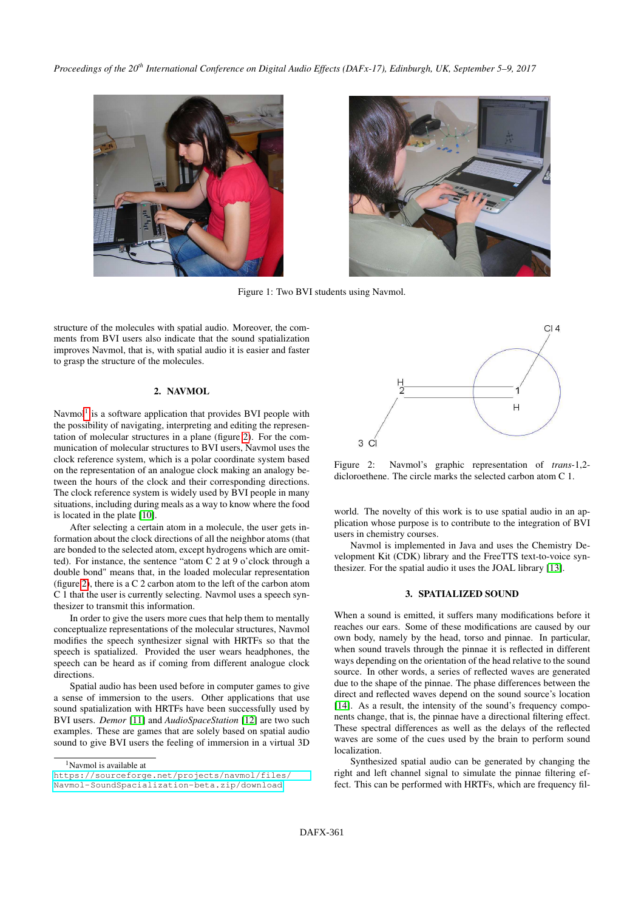Figure 1: Two BVI students using Navmol.

structure of the molecules with spatial audio. Moreover, the comments from BVI users also indicate that the sound spatialization improves Navmol, that is, with spatial audio it is easier and faster to grasp the structure of the molecules.

## 2. NAVMOL

Navmol[1] is a software application that provides BVI people with the possibility of navigating, interpreting and editing the representation of molecular structures in a plane (figure 2). For the communication of molecular structures to BVI users, Navmol uses the clock reference system, which is a polar coordinate system based on the representation of an analogue clock making an analogy between the hours of the clock and their corresponding directions. The clock reference system is widely used by BVI people in many situations, including during meals as a way to know where the food is located in the plate [10].

After selecting a certain atom in a molecule, the user gets information about the clock directions of all the neighbor atoms (that are bonded to the selected atom, except hydrogens which are omitted). For instance, the sentence "atom C 2 at 9 o'clock through a double bond" means that, in the loaded molecular representation (figure 2), there is a C 2 carbon atom to the left of the carbon atom C 1 that the user is currently selecting. Navmol uses a speech synthesizer to transmit this information.

In order to give the users more cues that help them to mentally conceptualize representations of the molecular structures, Navmol modifies the speech synthesizer signal with HRTFs so that the speech is spatialized. Provided the user wears headphones, the speech can be heard as if coming from different analogue clock directions.

Spatial audio has been used before in computer games to give a sense of immersion to the users. Other applications that use sound spatialization with HRTFs have been successfully used by BVI users. *Demor* [11] and *AudioSpaceStation* [12] are two such examples. These are games that are solely based on spatial audio sound to give BVI users the feeling of immersion in a virtual 3D world. The novelty of this work is to use spatial audio in an application whose purpose is to contribute to the integration of BVI users in chemistry courses.

Navmol is implemented in Java and uses the Chemistry Development Kit (CDK) library and the FreeTTS text-to-voice synthesizer. For the spatial audio it uses the JOAL library [13].

[1] Navmol is available at https://sourceforge.net/projects/navmol/files/Navmol-SoundSpatialization-beta.zip/download

Cl 4
H
2
1
H
3 Cl

Figure 2: Navmol's graphic representation of *trans*-1,2-dicloroethene. The circle marks the selected carbon atom C 1.

## 3. SPATIALIZED SOUND

When a sound is emitted, it suffers many modifications before it reaches our ears. Some of these modifications are caused by our own body, namely by the head, torso and pinnae. In particular, when sound travels through the pinnae it is reflected in different ways depending on the orientation of the head relative to the sound source. In other words, a series of reflected waves are generated due to the shape of the pinnae. The phase differences between the direct and reflected waves depend on the sound source's location [14]. As a result, the intensity of the sound's frequency components change, that is, the pinnae have a directional filtering effect. These spectral differences as well as the delays of the reflected waves are some of the cues used by the brain to perform sound localization.

Synthesized spatial audio can be generated by changing the right and left channel signal to simulate the pinnae filtering effect. This can be performed with HRTFs, which are frequency fil-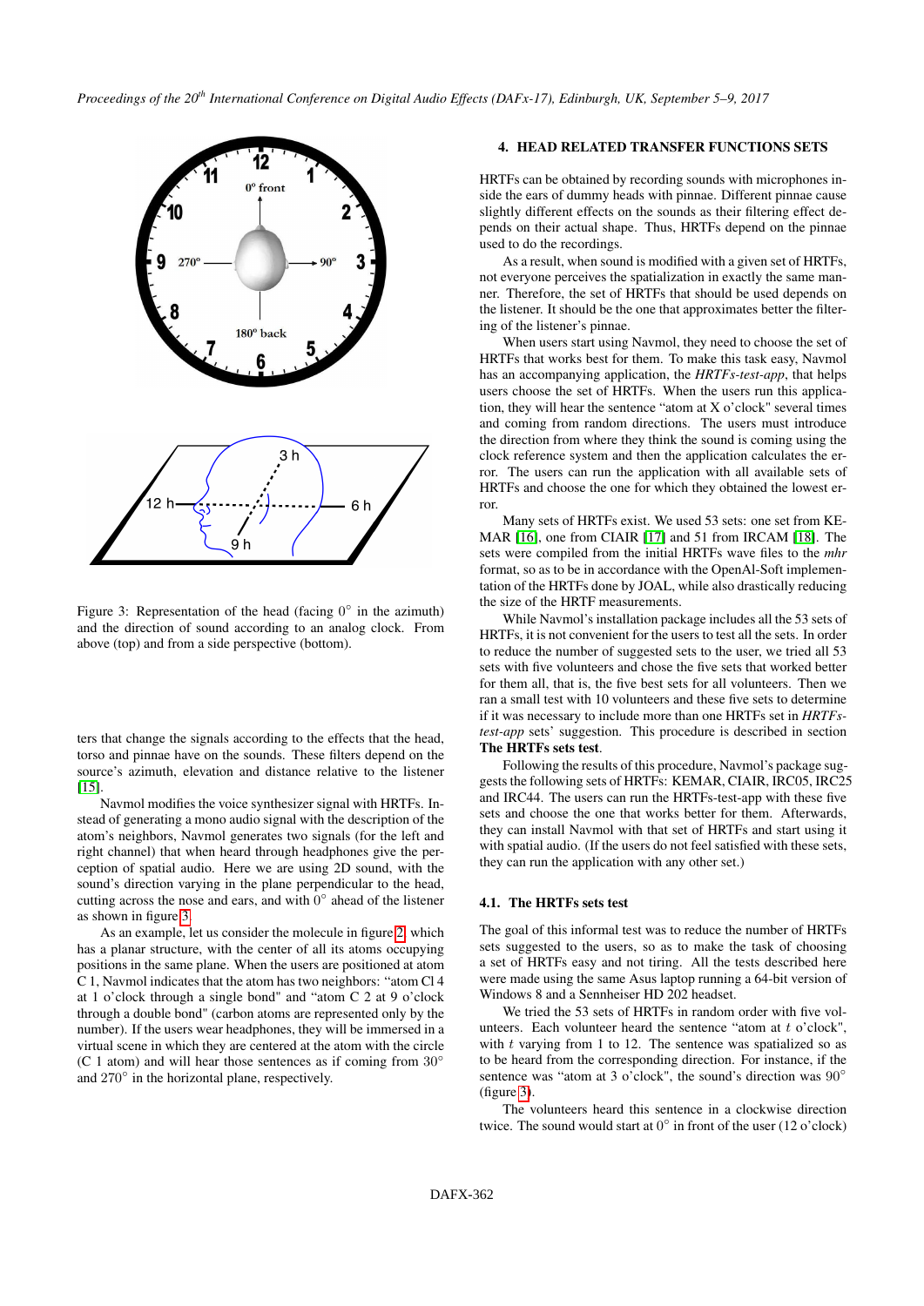12
11
1
0º front
10
2
9
270º
90º
3
8
4
180º back
7
5
6

3 h
12 h
6 h
9 h

Figure 3: Representation of the head (facing 0° in the azimuth) and the direction of sound according to an analog clock. From above (top) and from a side perspective (bottom).

ters that change the signals according to the effects that the head, torso and pinnae have on the sounds. These filters depend on the source's azimuth, elevation and distance relative to the listener [15].

Navmol modifies the voice synthesizer signal with HRTFs. Instead of generating a mono audio signal with the description of the atom's neighbors, Navmol generates two signals (for the left and right channel) that when heard through headphones give the perception of spatial audio. Here we are using 2D sound, with the sound's direction varying in the plane perpendicular to the head, cutting across the nose and ears, and with 0° ahead of the listener as shown in figure 3.

As an example, let us consider the molecule in figure 2, which has a planar structure, with the center of all its atoms occupying positions in the same plane. When the users are positioned at atom C 1, Navmol indicates that the atom has two neighbors: "atom Cl 4 at 1 o'clock through a single bond" and "atom C 2 at 9 o'clock through a double bond" (carbon atoms are represented only by the number). If the users wear headphones, they will be immersed in a virtual scene in which they are centered at the atom with the circle (C 1 atom) and will hear those sentences as if coming from 30° and 270° in the horizontal plane, respectively.

## 4. HEAD RELATED TRANSFER FUNCTIONS SETS

HRTFs can be obtained by recording sounds with microphones inside the ears of dummy heads with pinnae. Different pinnae cause slightly different effects on the sounds as their filtering effect depends on their actual shape. Thus, HRTFs depend on the pinnae used to do the recordings.

As a result, when sound is modified with a given set of HRTFs, not everyone perceives the spatialization in exactly the same manner. Therefore, the set of HRTFs that should be used depends on the listener. It should be the one that approximates better the filtering of the listener's pinnae.

When users start using Navmol, they need to choose the set of HRTFs that works best for them. To make this task easy, Navmol has an accompanying application, the *HRTFs-test-app*, that helps users choose the set of HRTFs. When the users run this application, they will hear the sentence "atom at X o'clock" several times and coming from random directions. The users must introduce the direction from where they think the sound is coming using the clock reference system and then the application calculates the error. The users can run the application with all available sets of HRTFs and choose the one for which they obtained the lowest error.

Many sets of HRTFs exist. We used 53 sets: one set from KEMAR [16], one from CIAIR [17] and 51 from IRCAM [18]. The sets were compiled from the initial HRTFs wave files to the *mhr* format, so as to be in accordance with the OpenAl-Soft implementation of the HRTFs done by JOAL, while also drastically reducing the size of the HRTF measurements.

While Navmol's installation package includes all the 53 sets of HRTFs, it is not convenient for the users to test all the sets. In order to reduce the number of suggested sets to the user, we tried all 53 sets with five volunteers and chose the five sets that worked better for them all, that is, the five best sets for all volunteers. Then we ran a small test with 10 volunteers and these five sets to determine if it was necessary to include more than one HRTFs set in *HRTFs-test-app* sets' suggestion. This procedure is described in section **The HRTFs sets test**.

Following the results of this procedure, Navmol's package suggests the following sets of HRTFs: KEMAR, CIAIR, IRC05, IRC25 and IRC44. The users can run the HRTFs-test-app with these five sets and choose the one that works better for them. Afterwards, they can install Navmol with that set of HRTFs and start using it with spatial audio. (If the users do not feel satisfied with these sets, they can run the application with any other set.)

### 4.1. The HRTFs sets test

The goal of this informal test was to reduce the number of HRTFs sets suggested to the users, so as to make the task of choosing a set of HRTFs easy and not tiring. All the tests described here were made using the same Asus laptop running a 64-bit version of Windows 8 and a Sennheiser HD 202 headset.

We tried the 53 sets of HRTFs in random order with five volunteers. Each volunteer heard the sentence "atom at $t$ o'clock", with $t$ varying from 1 to 12. The sentence was spatialized so as to be heard from the corresponding direction. For instance, if the sentence was "atom at 3 o'clock", the sound's direction was 90° (figure 3).

The volunteers heard this sentence in a clockwise direction twice. The sound would start at 0° in front of the user (12 o'clock)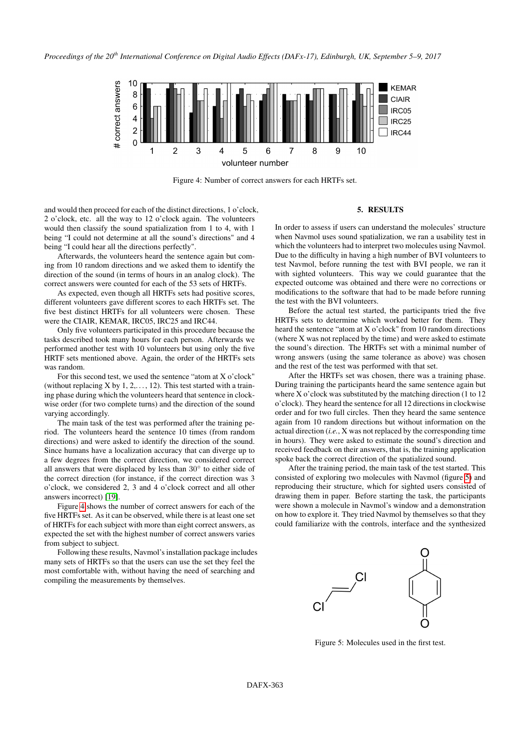10
8
6
4
2
0
# correct answers
1 2 3 4 5 6 7 8 9 10
volunteer number
KEMAR
CIAIR
IRC05
IRC25
IRC44

Figure 4: Number of correct answers for each HRTFs set.

and would then proceed for each of the distinct directions, 1 o'clock, 2 o'clock, etc. all the way to 12 o'clock again. The volunteers would then classify the sound spatialization from 1 to 4, with 1 being "I could not determine at all the sound's directions" and 4 being "I could hear all the directions perfectly".

Afterwards, the volunteers heard the sentence again but coming from 10 random directions and we asked them to identify the direction of the sound (in terms of hours in an analog clock). The correct answers were counted for each of the 53 sets of HRTFs.

As expected, even though all HRTFs sets had positive scores, different volunteers gave different scores to each HRTFs set. The five best distinct HRTFs for all volunteers were chosen. These were the CIAIR, KEMAR, IRC05, IRC25 and IRC44.

Only five volunteers participated in this procedure because the tasks described took many hours for each person. Afterwards we performed another test with 10 volunteers but using only the five HRTF sets mentioned above. Again, the order of the HRTFs sets was random.

For this second test, we used the sentence "atom at X o'clock" (without replacing X by 1, 2,. . . , 12). This test started with a training phase during which the volunteers heard that sentence in clockwise order (for two complete turns) and the direction of the sound varying accordingly.

The main task of the test was performed after the training period. The volunteers heard the sentence 10 times (from random directions) and were asked to identify the direction of the sound. Since humans have a localization accuracy that can diverge up to a few degrees from the correct direction, we considered correct all answers that were displaced by less than $30^\circ$ to either side of the correct direction (for instance, if the correct direction was 3 o'clock, we considered 2, 3 and 4 o'clock correct and all other answers incorrect) [19].

Figure 4 shows the number of correct answers for each of the five HRTFs set. As it can be observed, while there is at least one set of HRTFs for each subject with more than eight correct answers, as expected the set with the highest number of correct answers varies from subject to subject.

Following these results, Navmol's installation package includes many sets of HRTFs so that the users can use the set they feel the most comfortable with, without having the need of searching and compiling the measurements by themselves.

## 5. RESULTS

In order to assess if users can understand the molecules' structure when Navmol uses sound spatialization, we ran a usability test in which the volunteers had to interpret two molecules using Navmol. Due to the difficulty in having a high number of BVI volunteers to test Navmol, before running the test with BVI people, we ran it with sighted volunteers. This way we could guarantee that the expected outcome was obtained and there were no corrections or modifications to the software that had to be made before running the test with the BVI volunteers.

Before the actual test started, the participants tried the five HRTFs sets to determine which worked better for them. They heard the sentence "atom at X o'clock" from 10 random directions (where X was not replaced by the time) and were asked to estimate the sound's direction. The HRTFs set with a minimal number of wrong answers (using the same tolerance as above) was chosen and the rest of the test was performed with that set.

After the HRTFs set was chosen, there was a training phase. During training the participants heard the same sentence again but where X o'clock was substituted by the matching direction (1 to 12 o'clock). They heard the sentence for all 12 directions in clockwise order and for two full circles. Then they heard the same sentence again from 10 random directions but without information on the actual direction (*i.e.*, X was not replaced by the corresponding time in hours). They were asked to estimate the sound's direction and received feedback on their answers, that is, the training application spoke back the correct direction of the spatialized sound.

After the training period, the main task of the test started. This consisted of exploring two molecules with Navmol (figure 5) and reproducing their structure, which for sighted users consisted of drawing them in paper. Before starting the task, the participants were shown a molecule in Navmol's window and a demonstration on how to explore it. They tried Navmol by themselves so that they could familiarize with the controls, interface and the synthesized

Cl
Cl
O
O

Figure 5: Molecules used in the first test.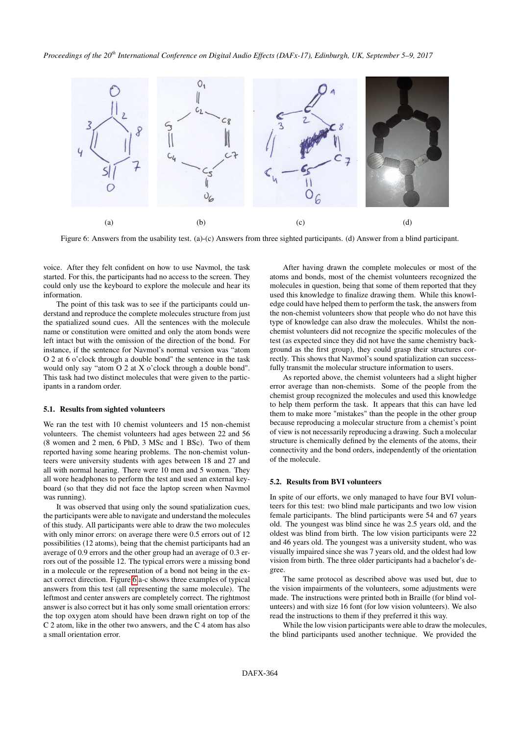(a) (b) (c) (d)

Figure 6: Answers from the usability test. (a)-(c) Answers from three sighted participants. (d) Answer from a blind participant.

voice. After they felt confident on how to use Navmol, the task started. For this, the participants had no access to the screen. They could only use the keyboard to explore the molecule and hear its information.

The point of this task was to see if the participants could understand and reproduce the complete molecules structure from just the spatialized sound cues. All the sentences with the molecule name or constitution were omitted and only the atom bonds were left intact but with the omission of the direction of the bond. For instance, if the sentence for Navmol's normal version was "atom O 2 at 6 o'clock through a double bond" the sentence in the task would only say "atom O 2 at X o'clock through a double bond". This task had two distinct molecules that were given to the participants in a random order.

### 5.1. Results from sighted volunteers

We ran the test with 10 chemist volunteers and 15 non-chemist volunteers. The chemist volunteers had ages between 22 and 56 (8 women and 2 men, 6 PhD, 3 MSc and 1 BSc). Two of them reported having some hearing problems. The non-chemist volunteers were university students with ages between 18 and 27 and all with normal hearing. There were 10 men and 5 women. They all wore headphones to perform the test and used an external keyboard (so that they did not face the laptop screen when Navmol was running).

It was observed that using only the sound spatialization cues, the participants were able to navigate and understand the molecules of this study. All participants were able to draw the two molecules with only minor errors: on average there were 0.5 errors out of 12 possibilities (12 atoms), being that the chemist participants had an average of 0.9 errors and the other group had an average of 0.3 errors out of the possible 12. The typical errors were a missing bond in a molecule or the representation of a bond not being in the exact correct direction. Figure 6a-c shows three examples of typical answers from this test (all representing the same molecule). The leftmost and center answers are completely correct. The rightmost answer is also correct but it has only some small orientation errors: the top oxygen atom should have been drawn right on top of the C 2 atom, like in the other two answers, and the C 4 atom has also a small orientation error.

After having drawn the complete molecules or most of the atoms and bonds, most of the chemist volunteers recognized the molecules in question, being that some of them reported that they used this knowledge to finalize drawing them. While this knowledge could have helped them to perform the task, the answers from the non-chemist volunteers show that people who do not have this type of knowledge can also draw the molecules. Whilst the non-chemist volunteers did not recognize the specific molecules of the test (as expected since they did not have the same chemistry background as the first group), they could grasp their structures correctly. This shows that Navmol's sound spatialization can successfully transmit the molecular structure information to users.

As reported above, the chemist volunteers had a slight higher error average than non-chemists. Some of the people from the chemist group recognized the molecules and used this knowledge to help them perform the task. It appears that this can have led them to make more "mistakes" than the people in the other group because reproducing a molecular structure from a chemist's point of view is not necessarily reproducing a drawing. Such a molecular structure is chemically defined by the elements of the atoms, their connectivity and the bond orders, independently of the orientation of the molecule.

### 5.2. Results from BVI volunteers

In spite of our efforts, we only managed to have four BVI volunteers for this test: two blind male participants and two low vision female participants. The blind participants were 54 and 67 years old. The youngest was blind since he was 2.5 years old, and the oldest was blind from birth. The low vision participants were 22 and 46 years old. The youngest was a university student, who was visually impaired since she was 7 years old, and the oldest had low vision from birth. The three older participants had a bachelor's degree.

The same protocol as described above was used but, due to the vision impairments of the volunteers, some adjustments were made. The instructions were printed both in Braille (for blind volunteers) and with size 16 font (for low vision volunteers). We also read the instructions to them if they preferred it this way.

While the low vision participants were able to draw the molecules, the blind participants used another technique. We provided the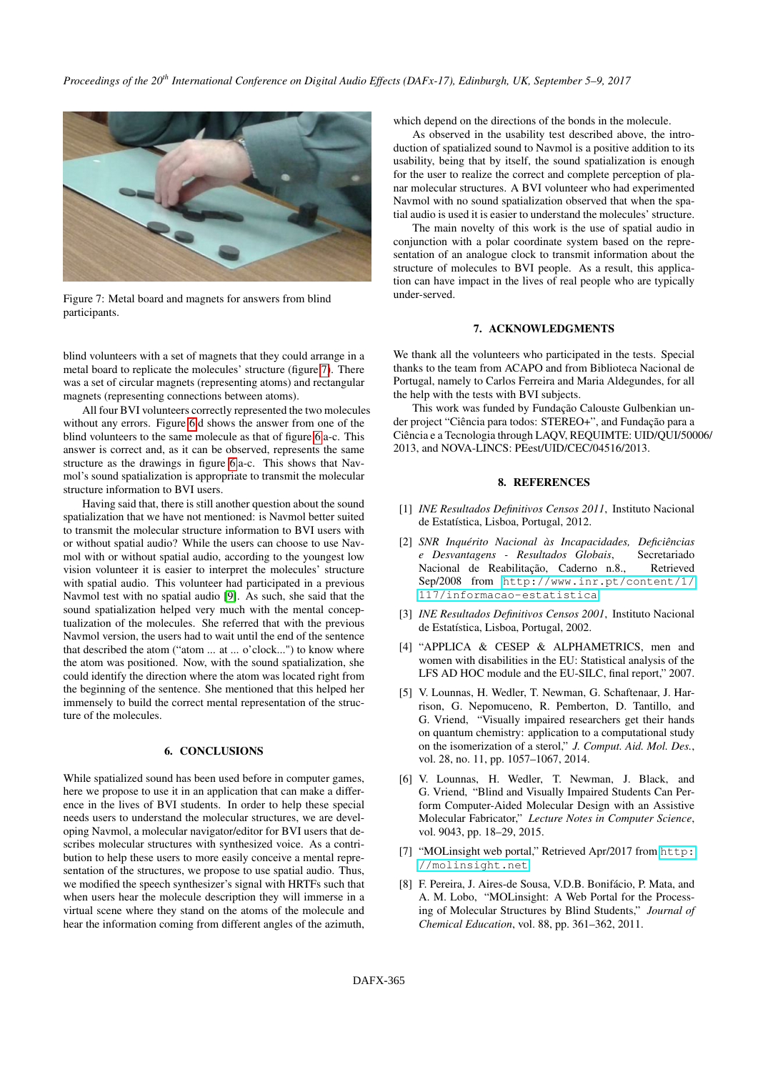Figure 7: Metal board and magnets for answers from blind participants.

blind volunteers with a set of magnets that they could arrange in a metal board to replicate the molecules' structure (figure 7). There was a set of circular magnets (representing atoms) and rectangular magnets (representing connections between atoms).

All four BVI volunteers correctly represented the two molecules without any errors. Figure 6.d shows the answer from one of the blind volunteers to the same molecule as that of figure 6.a-c. This answer is correct and, as it can be observed, represents the same structure as the drawings in figure 6.a-c. This shows that Navmol's sound spatialization is appropriate to transmit the molecular structure information to BVI users.

Having said that, there is still another question about the sound spatialization that we have not mentioned: is Navmol better suited to transmit the molecular structure information to BVI users with or without spatial audio? While the users can choose to use Navmol with or without spatial audio, according to the youngest low vision volunteer it is easier to interpret the molecules' structure with spatial audio. This volunteer had participated in a previous Navmol test with no spatial audio [9]. As such, she said that the sound spatialization helped very much with the mental conceptualization of the molecules. She referred that with the previous Navmol version, the users had to wait until the end of the sentence that described the atom ("atom ... at ... o'clock...") to know where the atom was positioned. Now, with the sound spatialization, she could identify the direction where the atom was located right from the beginning of the sentence. She mentioned that this helped her immensely to build the correct mental representation of the structure of the molecules.

## 6. CONCLUSIONS

While spatialized sound has been used before in computer games, here we propose to use it in an application that can make a difference in the lives of BVI students. In order to help these special needs users to understand the molecular structures, we are developing Navmol, a molecular navigator/editor for BVI users that describes molecular structures with synthesized voice. As a contribution to help these users to more easily conceive a mental representation of the structures, we propose to use spatial audio. Thus, we modified the speech synthesizer's signal with HRTFs such that when users hear the molecule description they will immerse in a virtual scene where they stand on the atoms of the molecule and hear the information coming from different angles of the azimuth, which depend on the directions of the bonds in the molecule.

As observed in the usability test described above, the introduction of spatialized sound to Navmol is a positive addition to its usability, being that by itself, the sound spatialization is enough for the user to realize the correct and complete perception of planar molecular structures. A BVI volunteer who had experimented Navmol with no sound spatialization observed that when the spatial audio is used it is easier to understand the molecules' structure.

The main novelty of this work is the use of spatial audio in conjunction with a polar coordinate system based on the representation of an analogue clock to transmit information about the structure of molecules to BVI people. As a result, this application can have impact in the lives of real people who are typically under-served.

## 7. ACKNOWLEDGMENTS

We thank all the volunteers who participated in the tests. Special thanks to the team from ACAPO and from Biblioteca Nacional de Portugal, namely to Carlos Ferreira and Maria Aldegundes, for all the help with the tests with BVI subjects.

This work was funded by Fundação Calouste Gulbenkian under project "Ciência para todos: STEREO+", and Fundação para a Ciência e a Tecnologia through LAQV, REQUIMTE: UID/QUI/50006/2013, and NOVA-LINCS: PEest/UID/CEC/04516/2013.

## 8. REFERENCES

[1] *INE Resultados Definitivos Censos 2011*, Instituto Nacional de Estatística, Lisboa, Portugal, 2012.

[2] *SNR Inquérito Nacional às Incapacidades, Deficiências e Desvantagens - Resultados Globais*, Secretariado Nacional de Reabilitação, Caderno n.8., Retrieved Sep/2008 from http://www.inr.pt/content/1/117/informacao-estatistica

[3] *INE Resultados Definitivos Censos 2001*, Instituto Nacional de Estatística, Lisboa, Portugal, 2002.

[4] "APPLICA & CESEP & ALPHAMETRICS, men and women with disabilities in the EU: Statistical analysis of the LFS AD HOC module and the EU-SILC, final report," 2007.

[5] V. Lounnas, H. Wedler, T. Newman, G. Schaftenaar, J. Harrison, G. Nepomuceno, R. Pemberton, D. Tantillo, and G. Vriend, "Visually impaired researchers get their hands on quantum chemistry: application to a computational study on the isomerization of a sterol," *J. Comput. Aid. Mol. Des.*, vol. 28, no. 11, pp. 1057–1067, 2014.

[6] V. Lounnas, H. Wedler, T. Newman, J. Black, and G. Vriend, "Blind and Visually Impaired Students Can Perform Computer-Aided Molecular Design with an Assistive Molecular Fabricator," *Lecture Notes in Computer Science*, vol. 9043, pp. 18–29, 2015.

[7] "MOLinsight web portal," Retrieved Apr/2017 from http://molinsight.net

[8] F. Pereira, J. Aires-de-Sousa, V.D.B. Bonifácio, P. Mata, and A. M. Lobo, "MOLinsight: A Web Portal for the Processing of Molecular Structures by Blind Students," *Journal of Chemical Education*, vol. 88, pp. 361–362, 2011.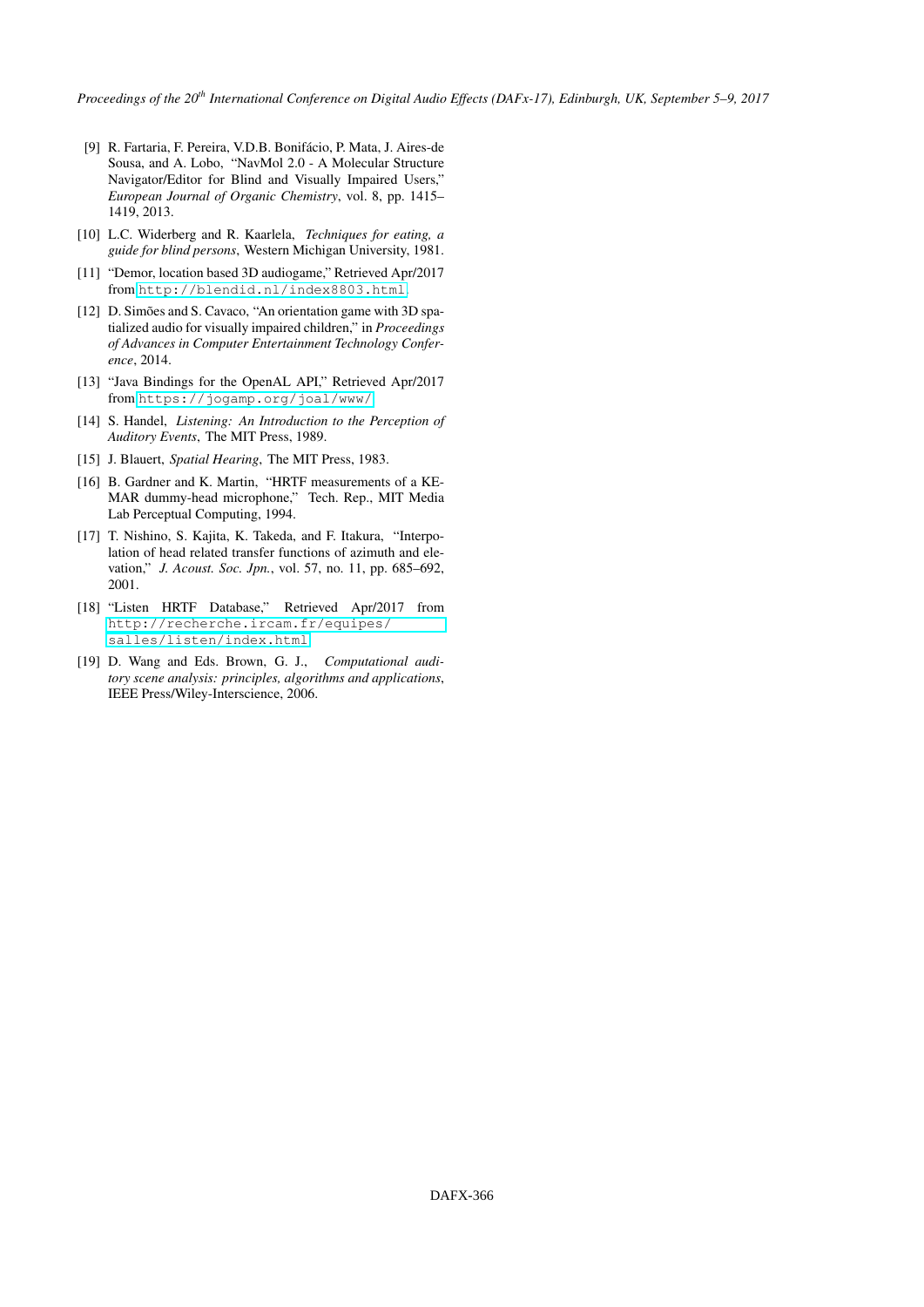[9] R. Fartaria, F. Pereira, V.D.B. Bonifácio, P. Mata, J. Aires-de Sousa, and A. Lobo, "NavMol 2.0 - A Molecular Structure Navigator/Editor for Blind and Visually Impaired Users," *European Journal of Organic Chemistry*, vol. 8, pp. 1415–1419, 2013.

[10] L.C. Widerberg and R. Kaarlela, *Techniques for eating, a guide for blind persons*, Western Michigan University, 1981.

[11] "Demor, location based 3D audiogame," Retrieved Apr/2017 from `http://blendid.nl/index8803.html`.

[12] D. Simões and S. Cavaco, "An orientation game with 3D spatialized audio for visually impaired children," in *Proceedings of Advances in Computer Entertainment Technology Conference*, 2014.

[13] "Java Bindings for the OpenAL API," Retrieved Apr/2017 from `https://jogamp.org/joal/www/`.

[14] S. Handel, *Listening: An Introduction to the Perception of Auditory Events*, The MIT Press, 1989.

[15] J. Blauert, *Spatial Hearing*, The MIT Press, 1983.

[16] B. Gardner and K. Martin, "HRTF measurements of a KEMAR dummy-head microphone," Tech. Rep., MIT Media Lab Perceptual Computing, 1994.

[17] T. Nishino, S. Kajita, K. Takeda, and F. Itakura, "Interpolation of head related transfer functions of azimuth and elevation," *J. Acoust. Soc. Jpn.*, vol. 57, no. 11, pp. 685–692, 2001.

[18] "Listen HRTF Database," Retrieved Apr/2017 from `http://recherche.ircam.fr/equipes/salles/listen/index.html`.

[19] D. Wang and Eds. Brown, G. J., *Computational auditory scene analysis: principles, algorithms and applications*, IEEE Press/Wiley-Interscience, 2006.